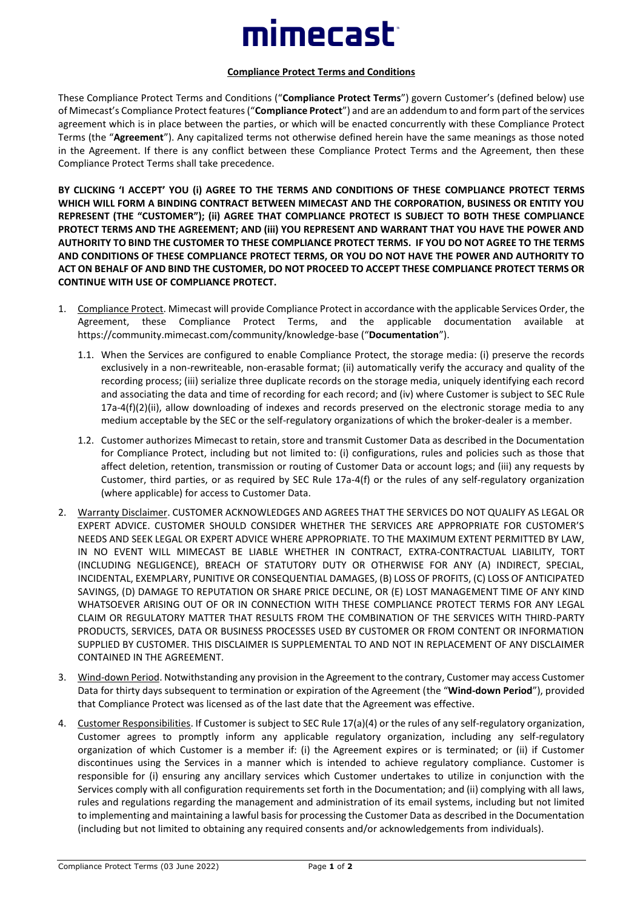mimecast

**Compliance Protect Terms and Conditions**

These Compliance Protect Terms and Conditions ("**Compliance Protect Terms**") govern Customer's (defined below) use of Mimecast's Compliance Protect features ("**Compliance Protect**") and are an addendum to and form part of the services agreement which is in place between the parties, or which will be enacted concurrently with these Compliance Protect Terms (the "**Agreement**"). Any capitalized terms not otherwise defined herein have the same meanings as those noted in the Agreement. If there is any conflict between these Compliance Protect Terms and the Agreement, then these Compliance Protect Terms shall take precedence.

**BY CLICKING 'I ACCEPT' YOU (i) AGREE TO THE TERMS AND CONDITIONS OF THESE COMPLIANCE PROTECT TERMS WHICH WILL FORM A BINDING CONTRACT BETWEEN MIMECAST AND THE CORPORATION, BUSINESS OR ENTITY YOU REPRESENT (THE "CUSTOMER"); (ii) AGREE THAT COMPLIANCE PROTECT IS SUBJECT TO BOTH THESE COMPLIANCE PROTECT TERMS AND THE AGREEMENT; AND (iii) YOU REPRESENT AND WARRANT THAT YOU HAVE THE POWER AND AUTHORITY TO BIND THE CUSTOMER TO THESE COMPLIANCE PROTECT TERMS. IF YOU DO NOT AGREE TO THE TERMS AND CONDITIONS OF THESE COMPLIANCE PROTECT TERMS, OR YOU DO NOT HAVE THE POWER AND AUTHORITY TO ACT ON BEHALF OF AND BIND THE CUSTOMER, DO NOT PROCEED TO ACCEPT THESE COMPLIANCE PROTECT TERMS OR CONTINUE WITH USE OF COMPLIANCE PROTECT.**

1. Compliance Protect. Mimecast will provide Compliance Protect in accordance with the applicable Services Order, the Agreement, these Compliance Protect Terms, and the applicable documentation available at https://community.mimecast.com/community/knowledge-base ("**Documentation**").

   1.1. When the Services are configured to enable Compliance Protect, the storage media: (i) preserve the records exclusively in a non-rewriteable, non-erasable format; (ii) automatically verify the accuracy and quality of the recording process; (iii) serialize three duplicate records on the storage media, uniquely identifying each record and associating the data and time of recording for each record; and (iv) where Customer is subject to SEC Rule 17a-4(f)(2)(ii), allow downloading of indexes and records preserved on the electronic storage media to any medium acceptable by the SEC or the self-regulatory organizations of which the broker-dealer is a member.

   1.2. Customer authorizes Mimecast to retain, store and transmit Customer Data as described in the Documentation for Compliance Protect, including but not limited to: (i) configurations, rules and policies such as those that affect deletion, retention, transmission or routing of Customer Data or account logs; and (iii) any requests by Customer, third parties, or as required by SEC Rule 17a-4(f) or the rules of any self-regulatory organization (where applicable) for access to Customer Data.

2. Warranty Disclaimer. CUSTOMER ACKNOWLEDGES AND AGREES THAT THE SERVICES DO NOT QUALIFY AS LEGAL OR EXPERT ADVICE. CUSTOMER SHOULD CONSIDER WHETHER THE SERVICES ARE APPROPRIATE FOR CUSTOMER'S NEEDS AND SEEK LEGAL OR EXPERT ADVICE WHERE APPROPRIATE. TO THE MAXIMUM EXTENT PERMITTED BY LAW, IN NO EVENT WILL MIMECAST BE LIABLE WHETHER IN CONTRACT, EXTRA-CONTRACTUAL LIABILITY, TORT (INCLUDING NEGLIGENCE), BREACH OF STATUTORY DUTY OR OTHERWISE FOR ANY (A) INDIRECT, SPECIAL, INCIDENTAL, EXEMPLARY, PUNITIVE OR CONSEQUENTIAL DAMAGES, (B) LOSS OF PROFITS, (C) LOSS OF ANTICIPATED SAVINGS, (D) DAMAGE TO REPUTATION OR SHARE PRICE DECLINE, OR (E) LOST MANAGEMENT TIME OF ANY KIND WHATSOEVER ARISING OUT OF OR IN CONNECTION WITH THESE COMPLIANCE PROTECT TERMS FOR ANY LEGAL CLAIM OR REGULATORY MATTER THAT RESULTS FROM THE COMBINATION OF THE SERVICES WITH THIRD-PARTY PRODUCTS, SERVICES, DATA OR BUSINESS PROCESSES USED BY CUSTOMER OR FROM CONTENT OR INFORMATION SUPPLIED BY CUSTOMER. THIS DISCLAIMER IS SUPPLEMENTAL TO AND NOT IN REPLACEMENT OF ANY DISCLAIMER CONTAINED IN THE AGREEMENT.

3. Wind-down Period. Notwithstanding any provision in the Agreement to the contrary, Customer may access Customer Data for thirty days subsequent to termination or expiration of the Agreement (the "**Wind-down Period**"), provided that Compliance Protect was licensed as of the last date that the Agreement was effective.

4. Customer Responsibilities. If Customer is subject to SEC Rule 17(a)(4) or the rules of any self-regulatory organization, Customer agrees to promptly inform any applicable regulatory organization, including any self-regulatory organization of which Customer is a member if: (i) the Agreement expires or is terminated; or (ii) if Customer discontinues using the Services in a manner which is intended to achieve regulatory compliance. Customer is responsible for (i) ensuring any ancillary services which Customer undertakes to utilize in conjunction with the Services comply with all configuration requirements set forth in the Documentation; and (ii) complying with all laws, rules and regulations regarding the management and administration of its email systems, including but not limited to implementing and maintaining a lawful basis for processing the Customer Data as described in the Documentation (including but not limited to obtaining any required consents and/or acknowledgements from individuals).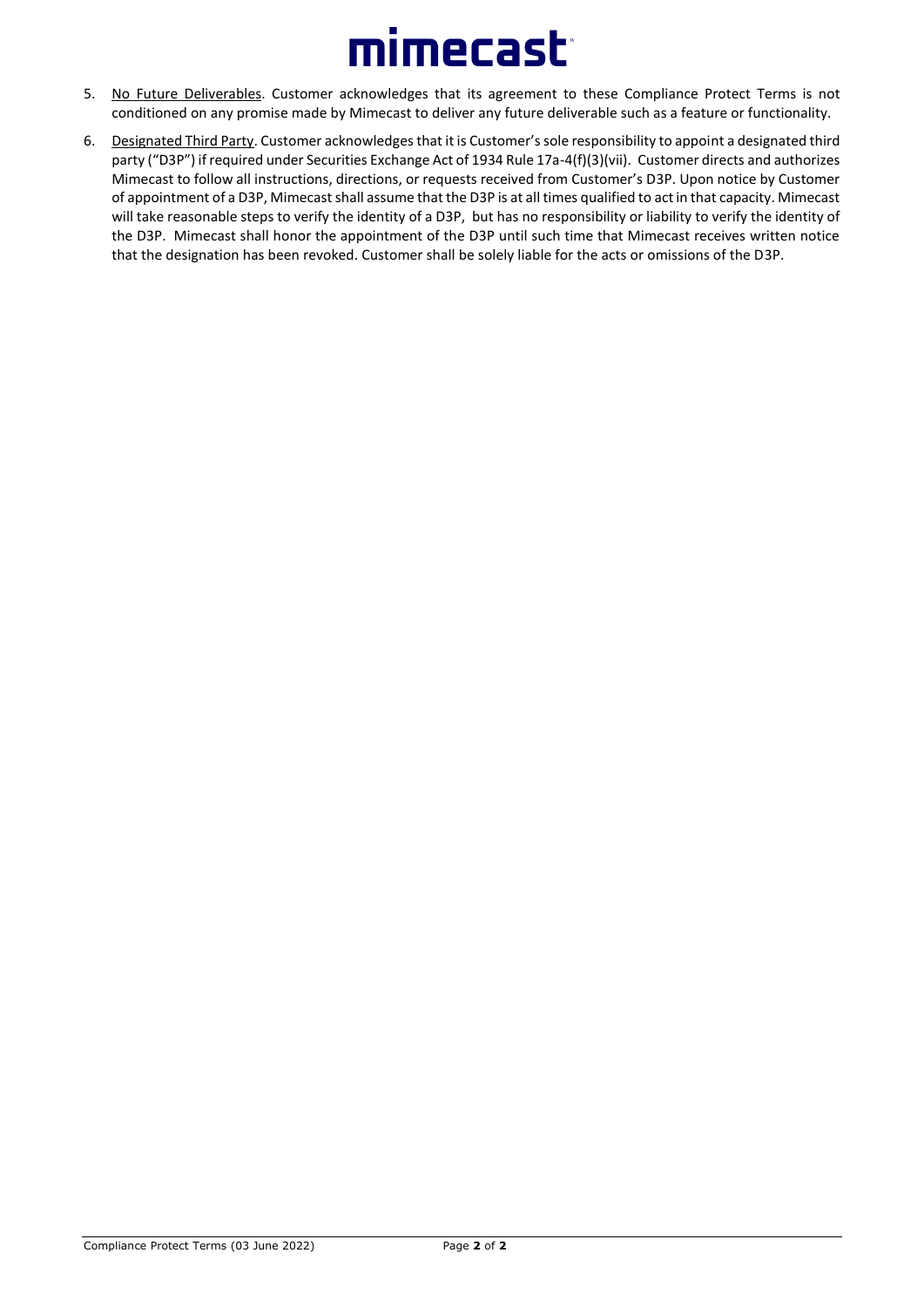5. No Future Deliverables. Customer acknowledges that its agreement to these Compliance Protect Terms is not conditioned on any promise made by Mimecast to deliver any future deliverable such as a feature or functionality.

6. Designated Third Party. Customer acknowledges that it is Customer's sole responsibility to appoint a designated third party ("D3P") if required under Securities Exchange Act of 1934 Rule 17a-4(f)(3)(vii). Customer directs and authorizes Mimecast to follow all instructions, directions, or requests received from Customer's D3P. Upon notice by Customer of appointment of a D3P, Mimecast shall assume that the D3P is at all times qualified to act in that capacity. Mimecast will take reasonable steps to verify the identity of a D3P, but has no responsibility or liability to verify the identity of the D3P. Mimecast shall honor the appointment of the D3P until such time that Mimecast receives written notice that the designation has been revoked. Customer shall be solely liable for the acts or omissions of the D3P.